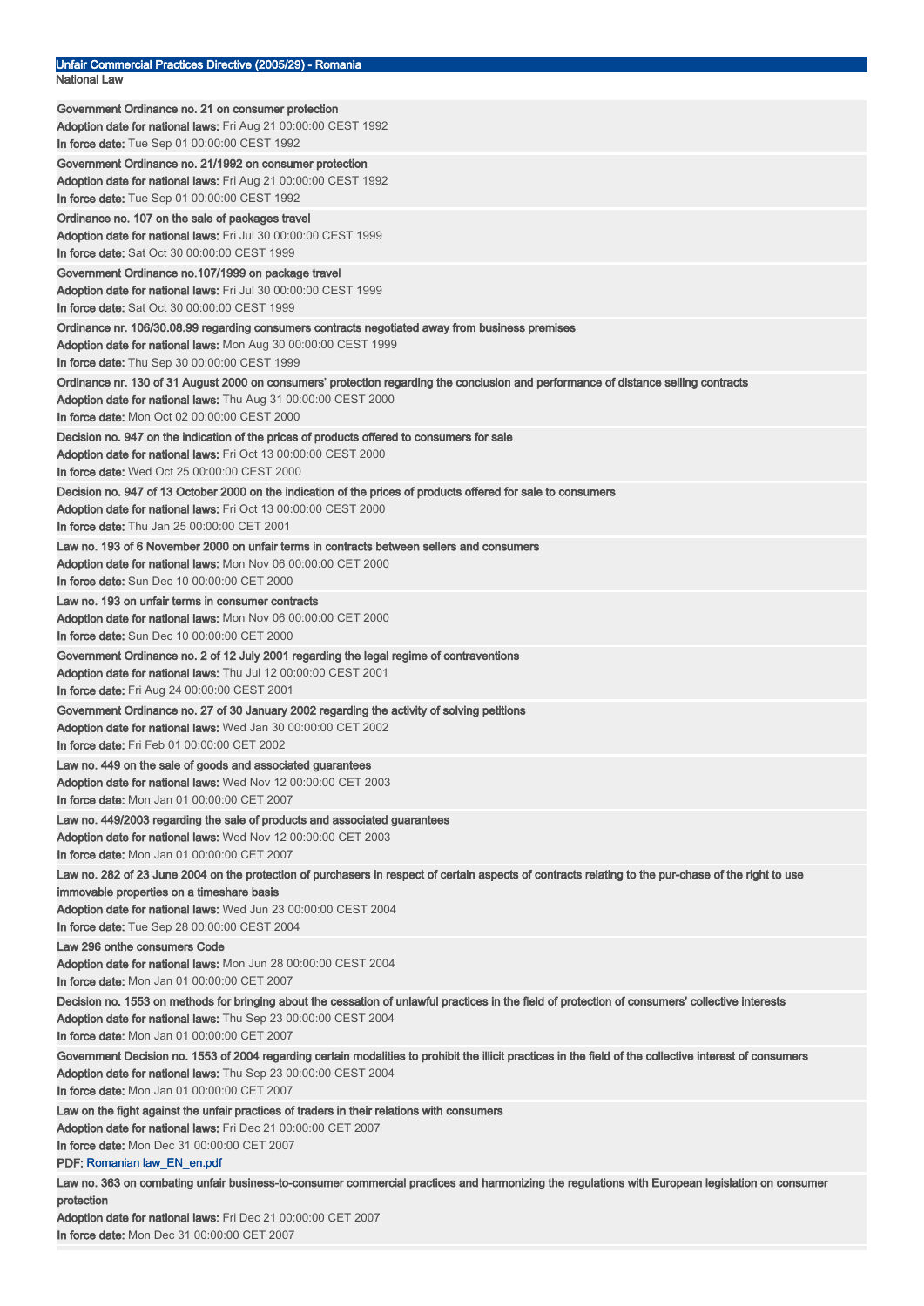## Unfair Commercial Practices Directive (2005/29) - Romania

### National Law

**Government Ordinance no. 21 on consumer protection**
**Adoption date for national laws:** Fri Aug 21 00:00:00 CEST 1992
**In force date:** Tue Sep 01 00:00:00 CEST 1992

**Government Ordinance no. 21/1992 on consumer protection**
**Adoption date for national laws:** Fri Aug 21 00:00:00 CEST 1992
**In force date:** Tue Sep 01 00:00:00 CEST 1992

**Ordinance no. 107 on the sale of packages travel**
**Adoption date for national laws:** Fri Jul 30 00:00:00 CEST 1999
**In force date:** Sat Oct 30 00:00:00 CEST 1999

**Government Ordinance no.107/1999 on package travel**
**Adoption date for national laws:** Fri Jul 30 00:00:00 CEST 1999
**In force date:** Sat Oct 30 00:00:00 CEST 1999

**Ordinance nr. 106/30.08.99 regarding consumers contracts negotiated away from business premises**
**Adoption date for national laws:** Mon Aug 30 00:00:00 CEST 1999
**In force date:** Thu Sep 30 00:00:00 CEST 1999

**Ordinance nr. 130 of 31 August 2000 on consumers' protection regarding the conclusion and performance of distance selling contracts**
**Adoption date for national laws:** Thu Aug 31 00:00:00 CEST 2000
**In force date:** Mon Oct 02 00:00:00 CEST 2000

**Decision no. 947 on the indication of the prices of products offered to consumers for sale**
**Adoption date for national laws:** Fri Oct 13 00:00:00 CEST 2000
**In force date:** Wed Oct 25 00:00:00 CEST 2000

**Decision no. 947 of 13 October 2000 on the indication of the prices of products offered for sale to consumers**
**Adoption date for national laws:** Fri Oct 13 00:00:00 CEST 2000
**In force date:** Thu Jan 25 00:00:00 CET 2001

**Law no. 193 of 6 November 2000 on unfair terms in contracts between sellers and consumers**
**Adoption date for national laws:** Mon Nov 06 00:00:00 CET 2000
**In force date:** Sun Dec 10 00:00:00 CET 2000

**Law no. 193 on unfair terms in consumer contracts**
**Adoption date for national laws:** Mon Nov 06 00:00:00 CET 2000
**In force date:** Sun Dec 10 00:00:00 CET 2000

**Government Ordinance no. 2 of 12 July 2001 regarding the legal regime of contraventions**
**Adoption date for national laws:** Thu Jul 12 00:00:00 CEST 2001
**In force date:** Fri Aug 24 00:00:00 CEST 2001

**Government Ordinance no. 27 of 30 January 2002 regarding the activity of solving petitions**
**Adoption date for national laws:** Wed Jan 30 00:00:00 CET 2002
**In force date:** Fri Feb 01 00:00:00 CET 2002

**Law no. 449 on the sale of goods and associated guarantees**
**Adoption date for national laws:** Wed Nov 12 00:00:00 CET 2003
**In force date:** Mon Jan 01 00:00:00 CET 2007

**Law no. 449/2003 regarding the sale of products and associated guarantees**
**Adoption date for national laws:** Wed Nov 12 00:00:00 CET 2003
**In force date:** Mon Jan 01 00:00:00 CET 2007

**Law no. 282 of 23 June 2004 on the protection of purchasers in respect of certain aspects of contracts relating to the pur-chase of the right to use immovable properties on a timeshare basis**
**Adoption date for national laws:** Wed Jun 23 00:00:00 CEST 2004
**In force date:** Tue Sep 28 00:00:00 CEST 2004

**Law 296 onthe consumers Code**
**Adoption date for national laws:** Mon Jun 28 00:00:00 CEST 2004
**In force date:** Mon Jan 01 00:00:00 CET 2007

**Decision no. 1553 on methods for bringing about the cessation of unlawful practices in the field of protection of consumers' collective interests**
**Adoption date for national laws:** Thu Sep 23 00:00:00 CEST 2004
**In force date:** Mon Jan 01 00:00:00 CET 2007

**Government Decision no. 1553 of 2004 regarding certain modalities to prohibit the illicit practices in the field of the collective interest of consumers**
**Adoption date for national laws:** Thu Sep 23 00:00:00 CEST 2004
**In force date:** Mon Jan 01 00:00:00 CET 2007

**Law on the fight against the unfair practices of traders in their relations with consumers**
**Adoption date for national laws:** Fri Dec 21 00:00:00 CET 2007
**In force date:** Mon Dec 31 00:00:00 CET 2007
**PDF:** Romanian law_EN_en.pdf

**Law no. 363 on combating unfair business-to-consumer commercial practices and harmonizing the regulations with European legislation on consumer protection**
**Adoption date for national laws:** Fri Dec 21 00:00:00 CET 2007
**In force date:** Mon Dec 31 00:00:00 CET 2007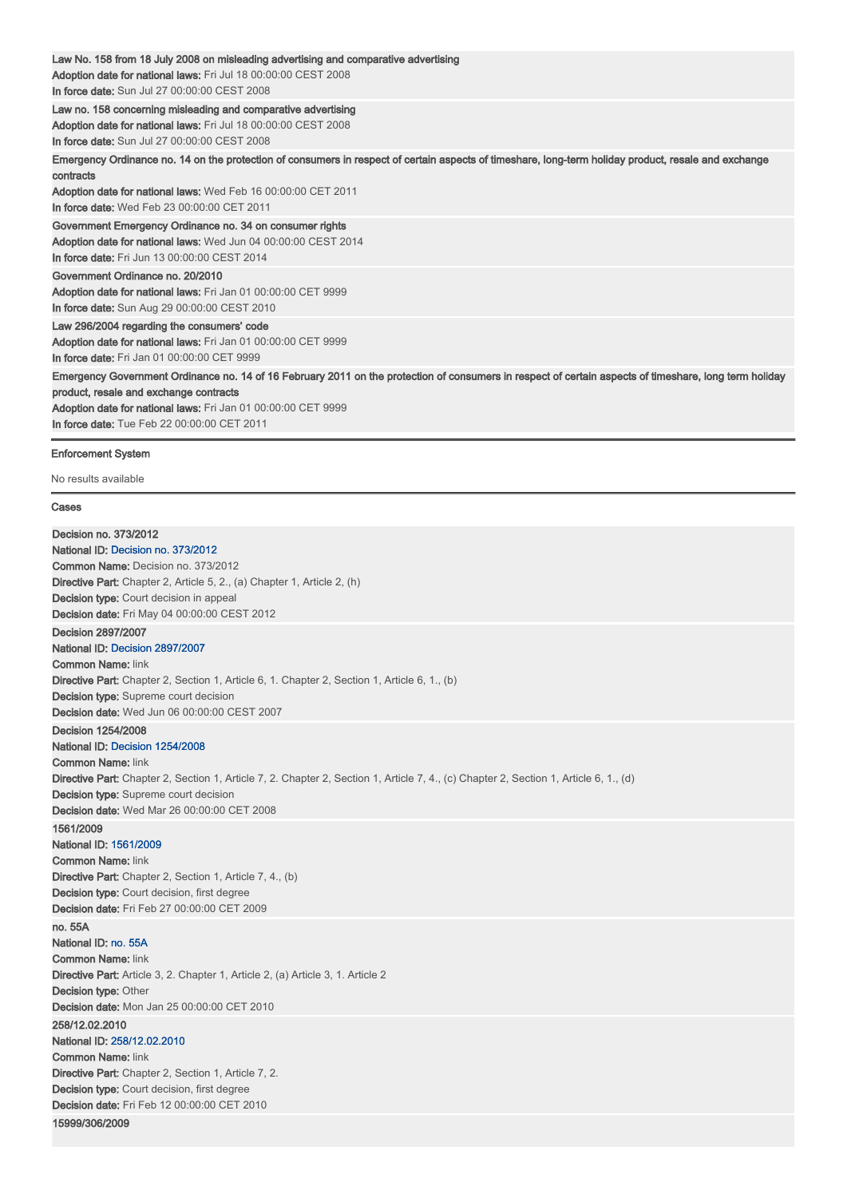**Law No. 158 from 18 July 2008 on misleading advertising and comparative advertising**
**Adoption date for national laws:** Fri Jul 18 00:00:00 CEST 2008
**In force date:** Sun Jul 27 00:00:00 CEST 2008

**Law no. 158 concerning misleading and comparative advertising**
**Adoption date for national laws:** Fri Jul 18 00:00:00 CEST 2008
**In force date:** Sun Jul 27 00:00:00 CEST 2008

**Emergency Ordinance no. 14 on the protection of consumers in respect of certain aspects of timeshare, long-term holiday product, resale and exchange contracts**
**Adoption date for national laws:** Wed Feb 16 00:00:00 CET 2011
**In force date:** Wed Feb 23 00:00:00 CET 2011

**Government Emergency Ordinance no. 34 on consumer rights**
**Adoption date for national laws:** Wed Jun 04 00:00:00 CEST 2014
**In force date:** Fri Jun 13 00:00:00 CEST 2014

**Government Ordinance no. 20/2010**
**Adoption date for national laws:** Fri Jan 01 00:00:00 CET 9999
**In force date:** Sun Aug 29 00:00:00 CEST 2010

**Law 296/2004 regarding the consumers' code**
**Adoption date for national laws:** Fri Jan 01 00:00:00 CET 9999
**In force date:** Fri Jan 01 00:00:00 CET 9999

**Emergency Government Ordinance no. 14 of 16 February 2011 on the protection of consumers in respect of certain aspects of timeshare, long term holiday product, resale and exchange contracts**
**Adoption date for national laws:** Fri Jan 01 00:00:00 CET 9999
**In force date:** Tue Feb 22 00:00:00 CET 2011

---

**Enforcement System**

No results available

---

**Cases**

**Decision no. 373/2012**
**National ID:** Decision no. 373/2012
**Common Name:** Decision no. 373/2012
**Directive Part:** Chapter 2, Article 5, 2., (a) Chapter 1, Article 2, (h)
**Decision type:** Court decision in appeal
**Decision date:** Fri May 04 00:00:00 CEST 2012

**Decision 2897/2007**
**National ID:** Decision 2897/2007
**Common Name:** link
**Directive Part:** Chapter 2, Section 1, Article 6, 1. Chapter 2, Section 1, Article 6, 1., (b)
**Decision type:** Supreme court decision
**Decision date:** Wed Jun 06 00:00:00 CEST 2007

**Decision 1254/2008**
**National ID:** Decision 1254/2008
**Common Name:** link
**Directive Part:** Chapter 2, Section 1, Article 7, 2. Chapter 2, Section 1, Article 7, 4., (c) Chapter 2, Section 1, Article 6, 1., (d)
**Decision type:** Supreme court decision
**Decision date:** Wed Mar 26 00:00:00 CET 2008

**1561/2009**
**National ID:** 1561/2009
**Common Name:** link
**Directive Part:** Chapter 2, Section 1, Article 7, 4., (b)
**Decision type:** Court decision, first degree
**Decision date:** Fri Feb 27 00:00:00 CET 2009

**no. 55A**
**National ID:** no. 55A
**Common Name:** link
**Directive Part:** Article 3, 2. Chapter 1, Article 2, (a) Article 3, 1. Article 2
**Decision type:** Other
**Decision date:** Mon Jan 25 00:00:00 CET 2010

**258/12.02.2010**
**National ID:** 258/12.02.2010
**Common Name:** link
**Directive Part:** Chapter 2, Section 1, Article 7, 2.
**Decision type:** Court decision, first degree
**Decision date:** Fri Feb 12 00:00:00 CET 2010

**15999/306/2009**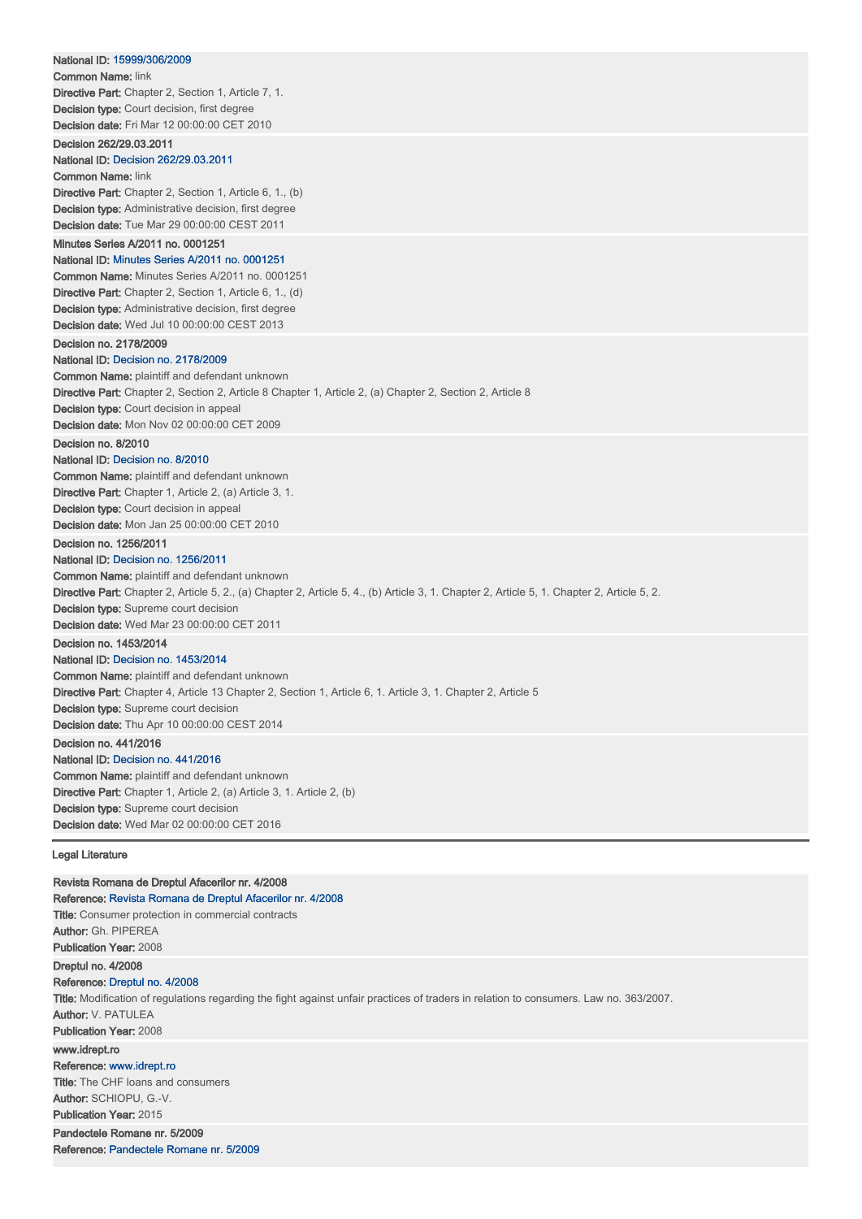**National ID:** 15999/306/2009
**Common Name:** link
**Directive Part:** Chapter 2, Section 1, Article 7, 1.
**Decision type:** Court decision, first degree
**Decision date:** Fri Mar 12 00:00:00 CET 2010

**Decision 262/29.03.2011**
**National ID:** Decision 262/29.03.2011
**Common Name:** link
**Directive Part:** Chapter 2, Section 1, Article 6, 1., (b)
**Decision type:** Administrative decision, first degree
**Decision date:** Tue Mar 29 00:00:00 CEST 2011

**Minutes Series A/2011 no. 0001251**
**National ID:** Minutes Series A/2011 no. 0001251
**Common Name:** Minutes Series A/2011 no. 0001251
**Directive Part:** Chapter 2, Section 1, Article 6, 1., (d)
**Decision type:** Administrative decision, first degree
**Decision date:** Wed Jul 10 00:00:00 CEST 2013

**Decision no. 2178/2009**
**National ID:** Decision no. 2178/2009
**Common Name:** plaintiff and defendant unknown
**Directive Part:** Chapter 2, Section 2, Article 8 Chapter 1, Article 2, (a) Chapter 2, Section 2, Article 8
**Decision type:** Court decision in appeal
**Decision date:** Mon Nov 02 00:00:00 CET 2009

**Decision no. 8/2010**
**National ID:** Decision no. 8/2010
**Common Name:** plaintiff and defendant unknown
**Directive Part:** Chapter 1, Article 2, (a) Article 3, 1.
**Decision type:** Court decision in appeal
**Decision date:** Mon Jan 25 00:00:00 CET 2010

**Decision no. 1256/2011**
**National ID:** Decision no. 1256/2011
**Common Name:** plaintiff and defendant unknown
**Directive Part:** Chapter 2, Article 5, 2., (a) Chapter 2, Article 5, 4., (b) Article 3, 1. Chapter 2, Article 5, 1. Chapter 2, Article 5, 2.
**Decision type:** Supreme court decision
**Decision date:** Wed Mar 23 00:00:00 CET 2011

**Decision no. 1453/2014**
**National ID:** Decision no. 1453/2014
**Common Name:** plaintiff and defendant unknown
**Directive Part:** Chapter 4, Article 13 Chapter 2, Section 1, Article 6, 1. Article 3, 1. Chapter 2, Article 5
**Decision type:** Supreme court decision
**Decision date:** Thu Apr 10 00:00:00 CEST 2014

**Decision no. 441/2016**
**National ID:** Decision no. 441/2016
**Common Name:** plaintiff and defendant unknown
**Directive Part:** Chapter 1, Article 2, (a) Article 3, 1. Article 2, (b)
**Decision type:** Supreme court decision
**Decision date:** Wed Mar 02 00:00:00 CET 2016

## Legal Literature

**Revista Romana de Dreptul Afacerilor nr. 4/2008**
**Reference:** Revista Romana de Dreptul Afacerilor nr. 4/2008
**Title:** Consumer protection in commercial contracts
**Author:** Gh. PIPEREA
**Publication Year:** 2008

**Dreptul no. 4/2008**
**Reference:** Dreptul no. 4/2008
**Title:** Modification of regulations regarding the fight against unfair practices of traders in relation to consumers. Law no. 363/2007.
**Author:** V. PATULEA
**Publication Year:** 2008

**www.idrept.ro**
**Reference:** www.idrept.ro
**Title:** The CHF loans and consumers
**Author:** SCHIOPU, G.-V.
**Publication Year:** 2015

**Pandectele Romane nr. 5/2009**
**Reference:** Pandectele Romane nr. 5/2009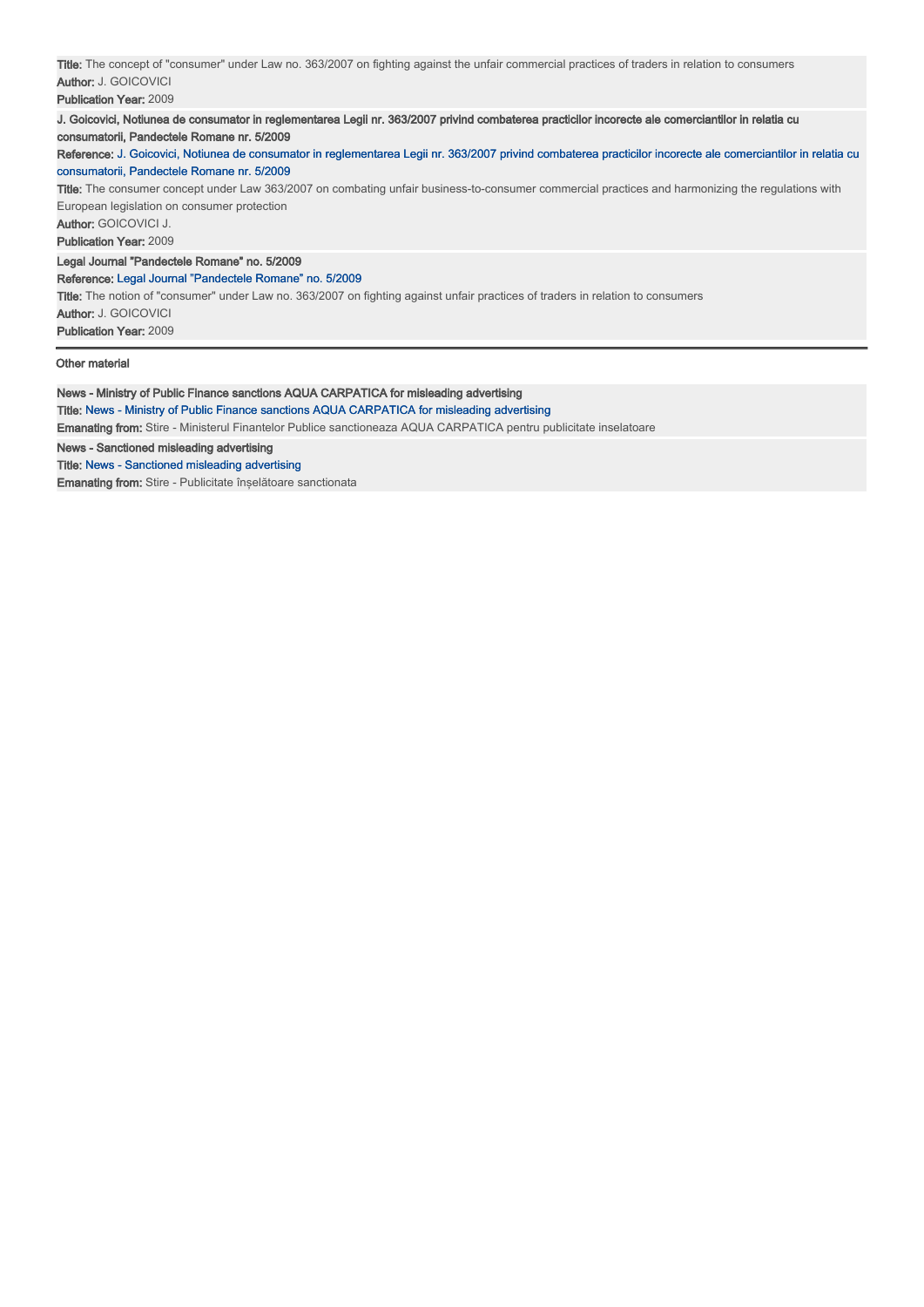**Title:** The concept of "consumer" under Law no. 363/2007 on fighting against the unfair commercial practices of traders in relation to consumers
**Author:** J. GOICOVICI
**Publication Year:** 2009

**J. Goicovici, Notiunea de consumator in reglementarea Legii nr. 363/2007 privind combaterea practicilor incorecte ale comerciantilor in relatia cu consumatorii, Pandectele Romane nr. 5/2009**
**Reference:** J. Goicovici, Notiunea de consumator in reglementarea Legii nr. 363/2007 privind combaterea practicilor incorecte ale comerciantilor in relatia cu consumatorii, Pandectele Romane nr. 5/2009
**Title:** The consumer concept under Law 363/2007 on combating unfair business-to-consumer commercial practices and harmonizing the regulations with European legislation on consumer protection
**Author:** GOICOVICI J.
**Publication Year:** 2009

**Legal Journal "Pandectele Romane" no. 5/2009**
**Reference:** Legal Journal "Pandectele Romane" no. 5/2009
**Title:** The notion of "consumer" under Law no. 363/2007 on fighting against unfair practices of traders in relation to consumers
**Author:** J. GOICOVICI
**Publication Year:** 2009

---

**Other material**

**News - Ministry of Public Finance sanctions AQUA CARPATICA for misleading advertising**
**Title:** News - Ministry of Public Finance sanctions AQUA CARPATICA for misleading advertising
**Emanating from:** Stire - Ministerul Finantelor Publice sanctioneaza AQUA CARPATICA pentru publicitate inselatoare

**News - Sanctioned misleading advertising**
**Title:** News - Sanctioned misleading advertising
**Emanating from:** Stire - Publicitate înșelătoare sanctionata